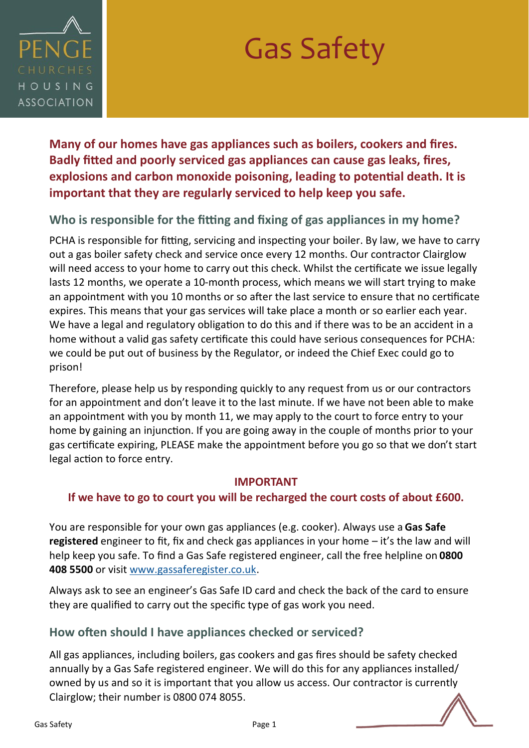PENGE CHURCHES HOUSING ASSOCIATION

# Gas Safety

**Many of our homes have gas appliances such as boilers, cookers and fires. Badly fitted and poorly serviced gas appliances can cause gas leaks, fires, explosions and carbon monoxide poisoning, leading to potential death. It is important that they are regularly serviced to help keep you safe.**

## Who is responsible for the fitting and fixing of gas appliances in my home?

PCHA is responsible for fitting, servicing and inspecting your boiler. By law, we have to carry out a gas boiler safety check and service once every 12 months. Our contractor Clairglow will need access to your home to carry out this check. Whilst the certificate we issue legally lasts 12 months, we operate a 10-month process, which means we will start trying to make an appointment with you 10 months or so after the last service to ensure that no certificate expires. This means that your gas services will take place a month or so earlier each year. We have a legal and regulatory obligation to do this and if there was to be an accident in a home without a valid gas safety certificate this could have serious consequences for PCHA: we could be put out of business by the Regulator, or indeed the Chief Exec could go to prison!

Therefore, please help us by responding quickly to any request from us or our contractors for an appointment and don't leave it to the last minute. If we have not been able to make an appointment with you by month 11, we may apply to the court to force entry to your home by gaining an injunction. If you are going away in the couple of months prior to your gas certificate expiring, PLEASE make the appointment before you go so that we don't start legal action to force entry.

**IMPORTANT**

**If we have to go to court you will be recharged the court costs of about £600.**

You are responsible for your own gas appliances (e.g. cooker). Always use a **Gas Safe registered** engineer to fit, fix and check gas appliances in your home – it's the law and will help keep you safe. To find a Gas Safe registered engineer, call the free helpline on **0800 408 5500** or visit [www.gassaferegister.co.uk](http://www.gassaferegister.co.uk).

Always ask to see an engineer's Gas Safe ID card and check the back of the card to ensure they are qualified to carry out the specific type of gas work you need.

## How often should I have appliances checked or serviced?

All gas appliances, including boilers, gas cookers and gas fires should be safety checked annually by a Gas Safe registered engineer. We will do this for any appliances installed/ owned by us and so it is important that you allow us access. Our contractor is currently Clairglow; their number is 0800 074 8055.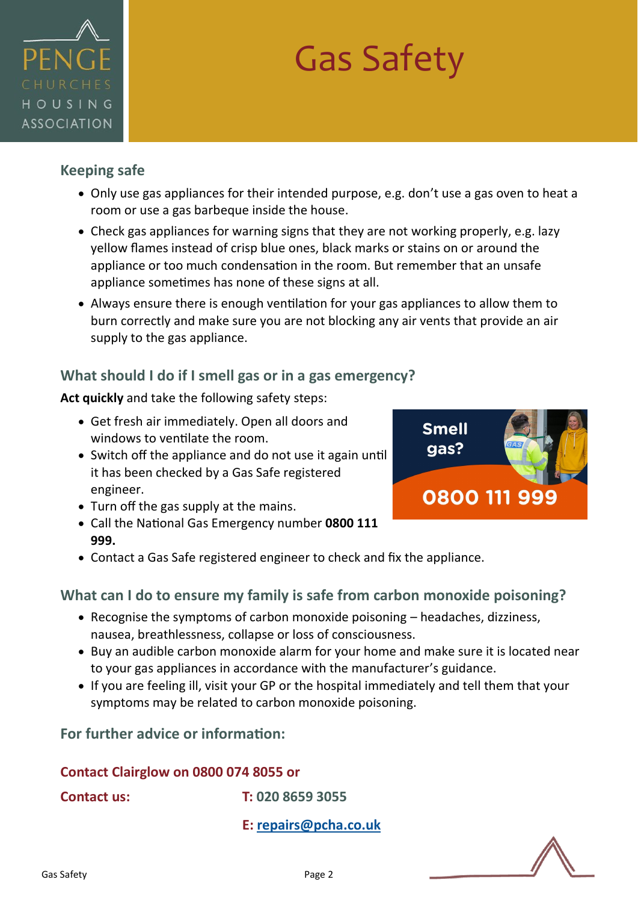# Gas Safety

## Keeping safe

- Only use gas appliances for their intended purpose, e.g. don't use a gas oven to heat a room or use a gas barbeque inside the house.
- Check gas appliances for warning signs that they are not working properly, e.g. lazy yellow flames instead of crisp blue ones, black marks or stains on or around the appliance or too much condensation in the room. But remember that an unsafe appliance sometimes has none of these signs at all.
- Always ensure there is enough ventilation for your gas appliances to allow them to burn correctly and make sure you are not blocking any air vents that provide an air supply to the gas appliance.

## What should I do if I smell gas or in a gas emergency?

**Act quickly** and take the following safety steps:

- Get fresh air immediately. Open all doors and windows to ventilate the room.
- Switch off the appliance and do not use it again until it has been checked by a Gas Safe registered engineer.
- Turn off the gas supply at the mains.
- Call the National Gas Emergency number **0800 111 999.**
- Contact a Gas Safe registered engineer to check and fix the appliance.

Smell gas?
0800 111 999

## What can I do to ensure my family is safe from carbon monoxide poisoning?

- Recognise the symptoms of carbon monoxide poisoning – headaches, dizziness, nausea, breathlessness, collapse or loss of consciousness.
- Buy an audible carbon monoxide alarm for your home and make sure it is located near to your gas appliances in accordance with the manufacturer's guidance.
- If you are feeling ill, visit your GP or the hospital immediately and tell them that your symptoms may be related to carbon monoxide poisoning.

## For further advice or information:

**Contact Clairglow on 0800 074 8055 or**

**Contact us:** **T: 020 8659 3055**

**E: repairs@pcha.co.uk**